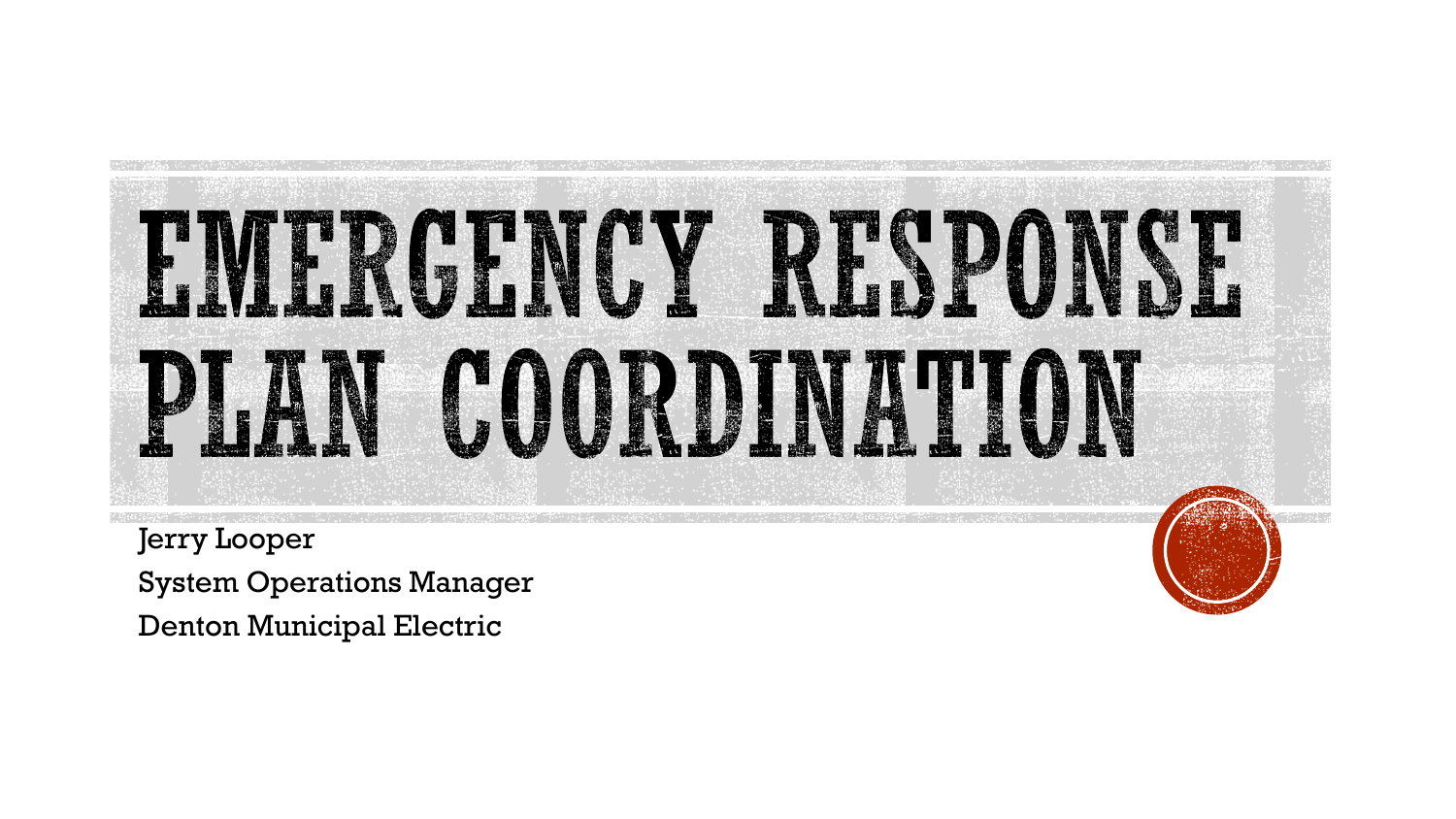# EMERGENCY RESPONSE PLAN COORDINATION

Jerry Looper

System Operations Manager

Denton Municipal Electric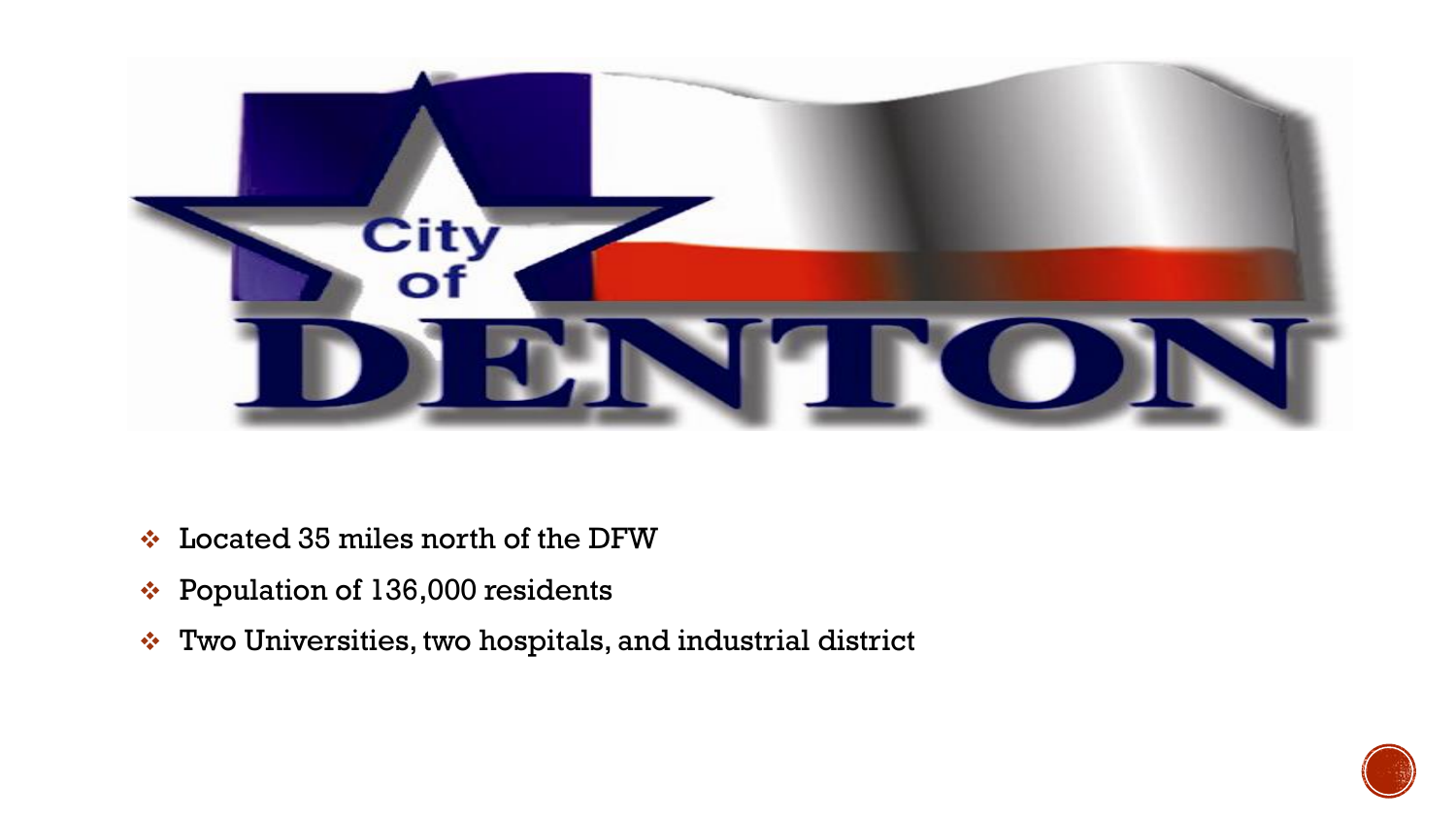City of DENTON

- Located 35 miles north of the DFW
- Population of 136,000 residents
- Two Universities, two hospitals, and industrial district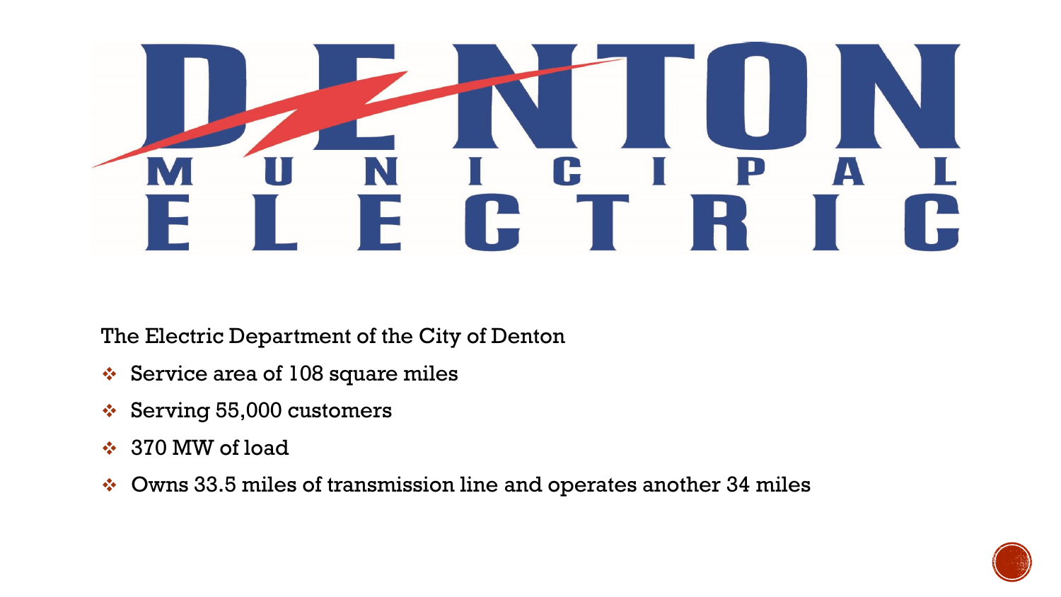# DENTON MUNICIPAL ELECTRIC

The Electric Department of the City of Denton

- Service area of 108 square miles
- Serving 55,000 customers
- 370 MW of load
- Owns 33.5 miles of transmission line and operates another 34 miles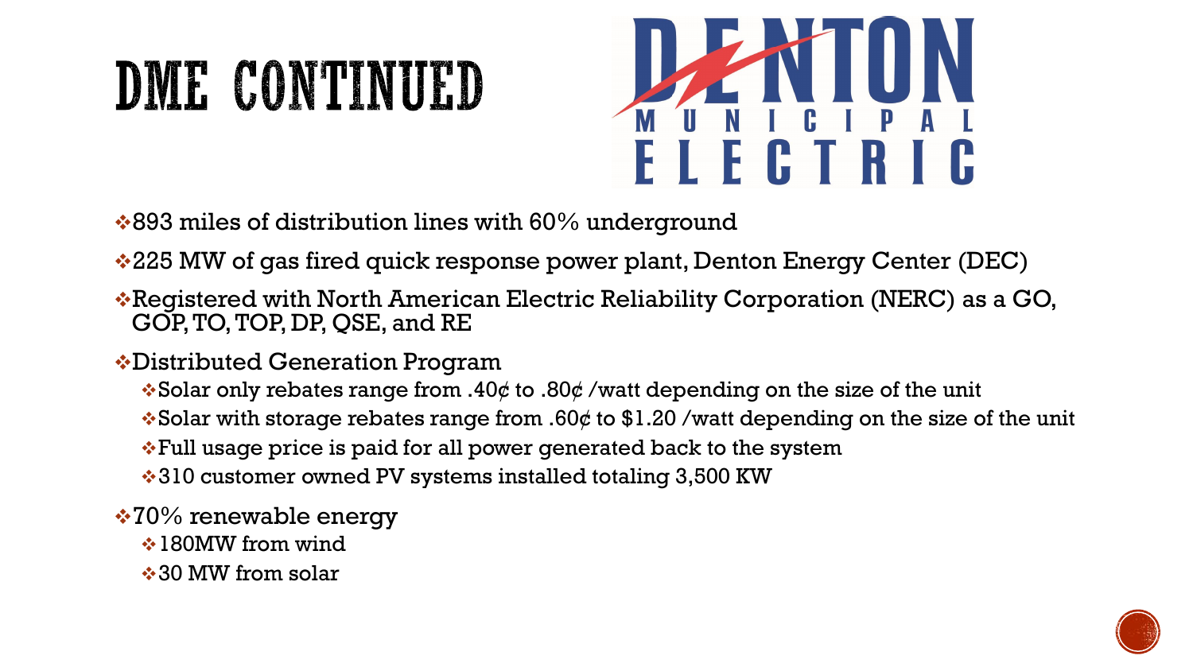# DME CONTINUED

- 893 miles of distribution lines with 60% underground
- 225 MW of gas fired quick response power plant, Denton Energy Center (DEC)
- Registered with North American Electric Reliability Corporation (NERC) as a GO, GOP, TO, TOP, DP, QSE, and RE
- Distributed Generation Program
  - Solar only rebates range from .40¢ to .80¢ /watt depending on the size of the unit
  - Solar with storage rebates range from .60¢ to $1.20 /watt depending on the size of the unit
  - Full usage price is paid for all power generated back to the system
  - 310 customer owned PV systems installed totaling 3,500 KW
- 70% renewable energy
  - 180MW from wind
  - 30 MW from solar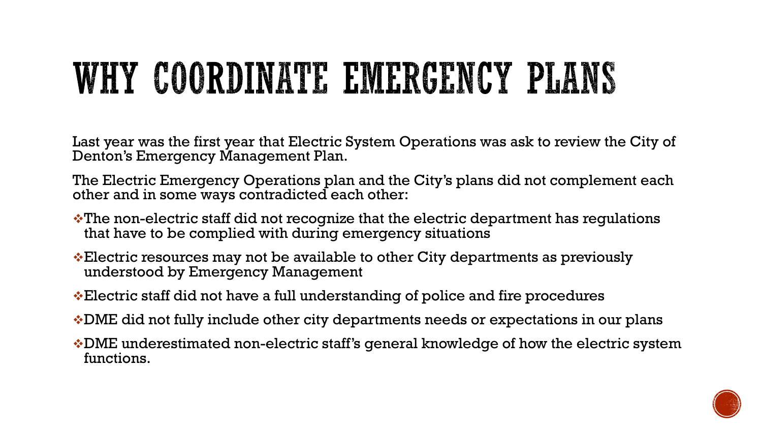# WHY COORDINATE EMERGENCY PLANS

Last year was the first year that Electric System Operations was ask to review the City of Denton's Emergency Management Plan.

The Electric Emergency Operations plan and the City's plans did not complement each other and in some ways contradicted each other:

- The non-electric staff did not recognize that the electric department has regulations that have to be complied with during emergency situations
- Electric resources may not be available to other City departments as previously understood by Emergency Management
- Electric staff did not have a full understanding of police and fire procedures
- DME did not fully include other city departments needs or expectations in our plans
- DME underestimated non-electric staff's general knowledge of how the electric system functions.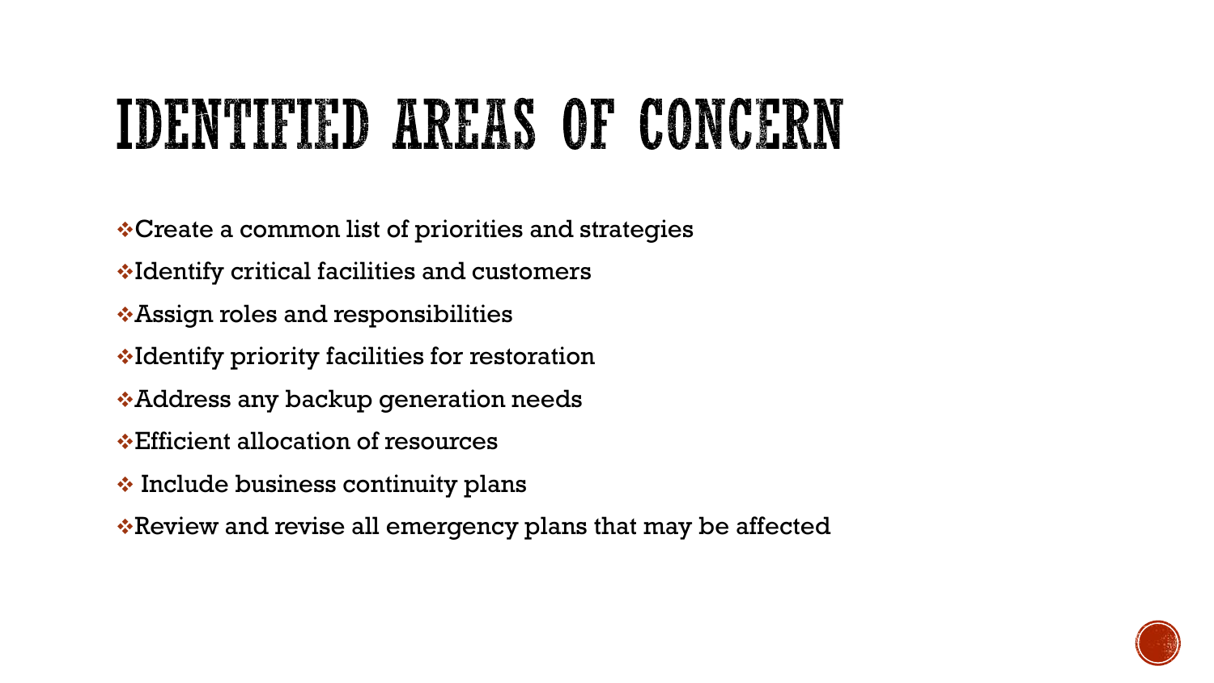# IDENTIFIED AREAS OF CONCERN

- Create a common list of priorities and strategies
- Identify critical facilities and customers
- Assign roles and responsibilities
- Identify priority facilities for restoration
- Address any backup generation needs
- Efficient allocation of resources
- Include business continuity plans
- Review and revise all emergency plans that may be affected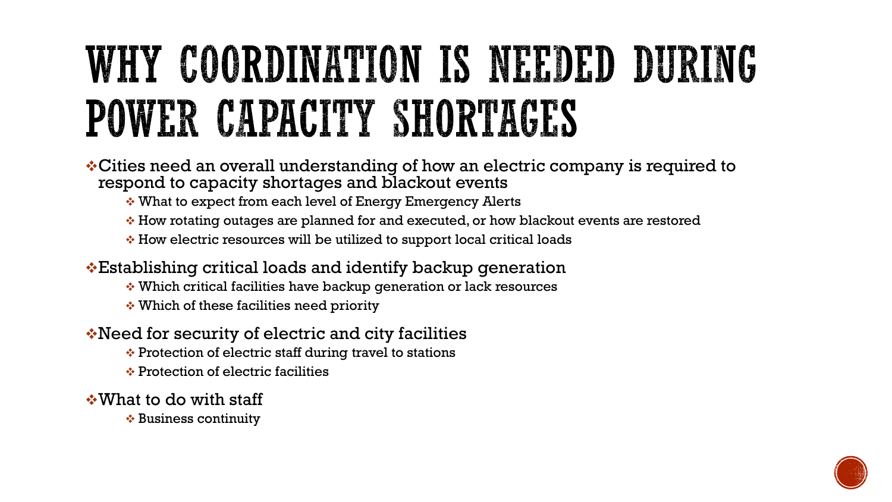# WHY COORDINATION IS NEEDED DURING POWER CAPACITY SHORTAGES

- Cities need an overall understanding of how an electric company is required to respond to capacity shortages and blackout events
  - What to expect from each level of Energy Emergency Alerts
  - How rotating outages are planned for and executed, or how blackout events are restored
  - How electric resources will be utilized to support local critical loads
- Establishing critical loads and identify backup generation
  - Which critical facilities have backup generation or lack resources
  - Which of these facilities need priority
- Need for security of electric and city facilities
  - Protection of electric staff during travel to stations
  - Protection of electric facilities
- What to do with staff
  - Business continuity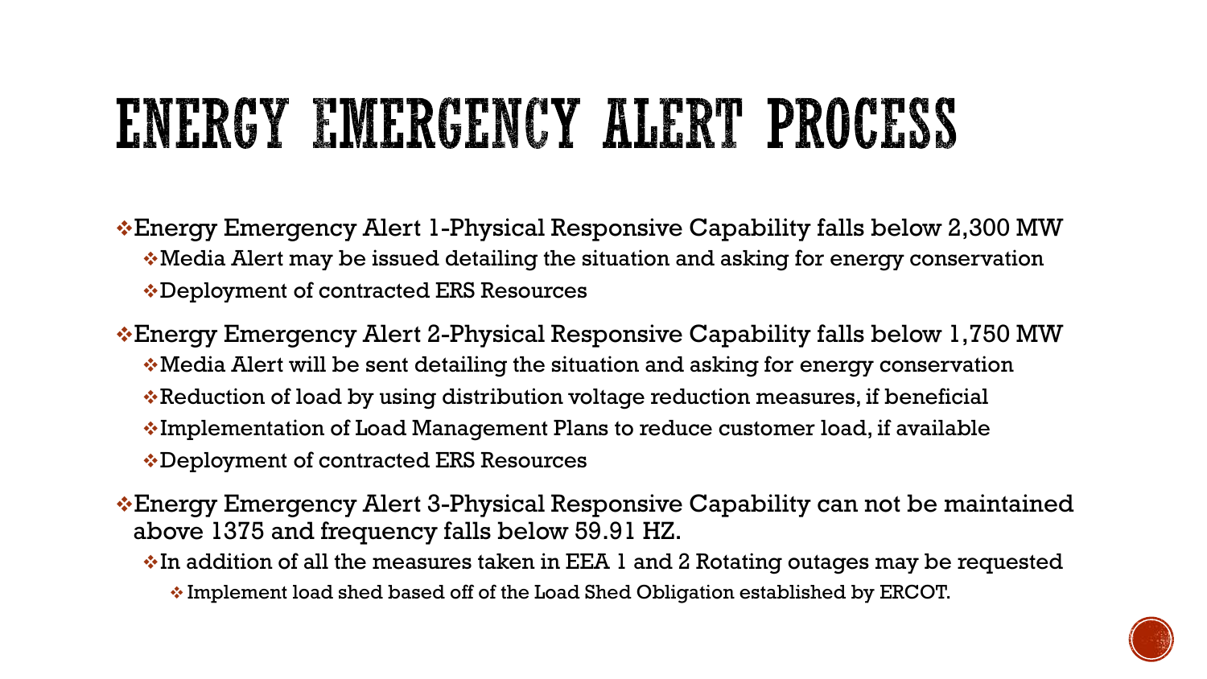# ENERGY EMERGENCY ALERT PROCESS

- Energy Emergency Alert 1-Physical Responsive Capability falls below 2,300 MW
  - Media Alert may be issued detailing the situation and asking for energy conservation
  - Deployment of contracted ERS Resources
- Energy Emergency Alert 2-Physical Responsive Capability falls below 1,750 MW
  - Media Alert will be sent detailing the situation and asking for energy conservation
  - Reduction of load by using distribution voltage reduction measures, if beneficial
  - Implementation of Load Management Plans to reduce customer load, if available
  - Deployment of contracted ERS Resources
- Energy Emergency Alert 3-Physical Responsive Capability can not be maintained above 1375 and frequency falls below 59.91 HZ.
  - In addition of all the measures taken in EEA 1 and 2 Rotating outages may be requested
    - Implement load shed based off of the Load Shed Obligation established by ERCOT.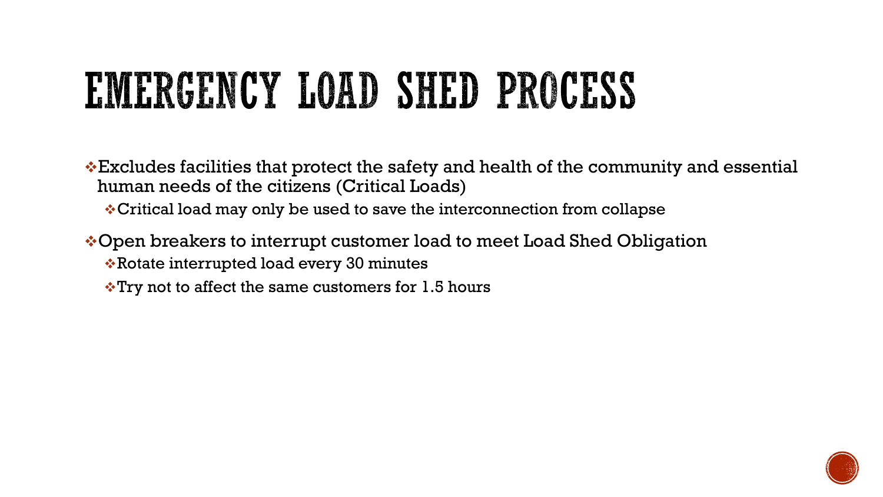# EMERGENCY LOAD SHED PROCESS

- Excludes facilities that protect the safety and health of the community and essential human needs of the citizens (Critical Loads)
  - Critical load may only be used to save the interconnection from collapse
- Open breakers to interrupt customer load to meet Load Shed Obligation
  - Rotate interrupted load every 30 minutes
  - Try not to affect the same customers for 1.5 hours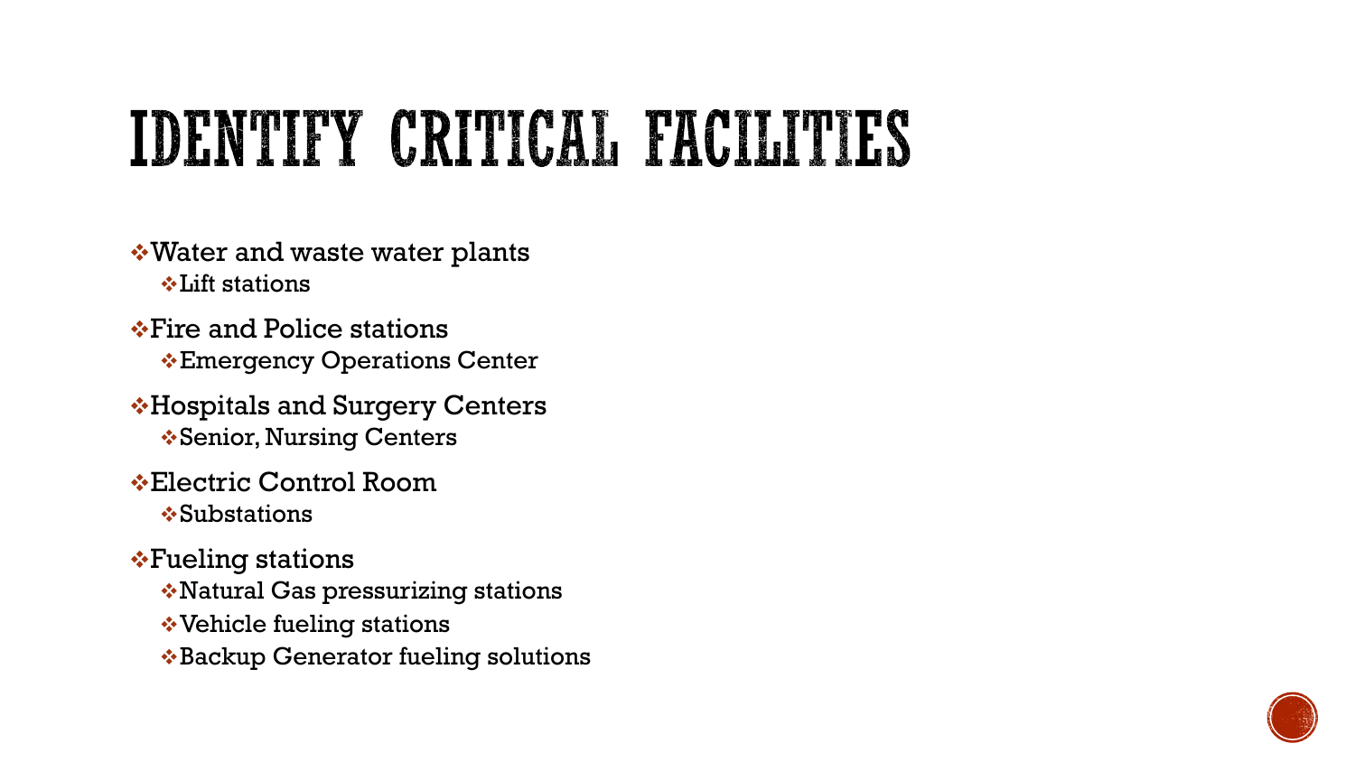# IDENTIFY CRITICAL FACILITIES

- Water and waste water plants
  - Lift stations
- Fire and Police stations
  - Emergency Operations Center
- Hospitals and Surgery Centers
  - Senior, Nursing Centers
- Electric Control Room
  - Substations
- Fueling stations
  - Natural Gas pressurizing stations
  - Vehicle fueling stations
  - Backup Generator fueling solutions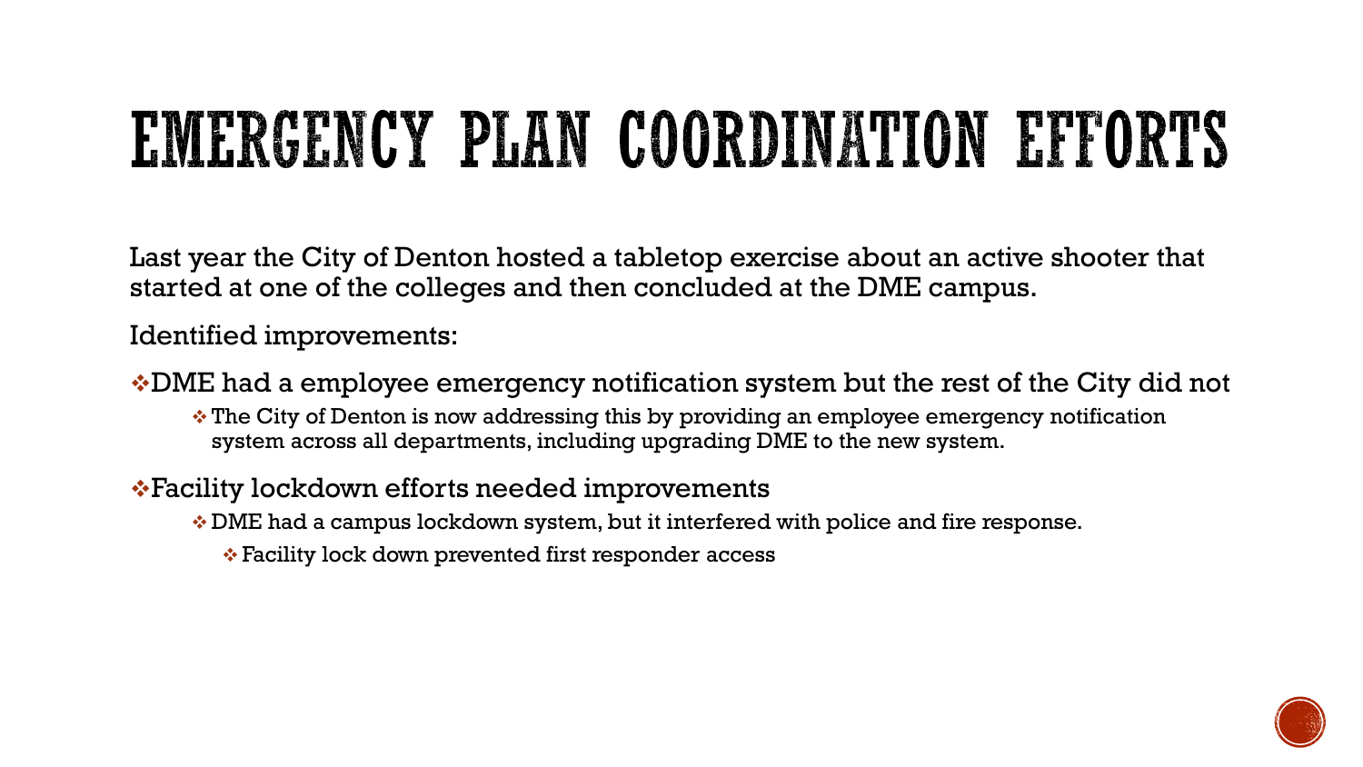# EMERGENCY PLAN COORDINATION EFFORTS

Last year the City of Denton hosted a tabletop exercise about an active shooter that started at one of the colleges and then concluded at the DME campus.

Identified improvements:

- DME had a employee emergency notification system but the rest of the City did not
  - The City of Denton is now addressing this by providing an employee emergency notification system across all departments, including upgrading DME to the new system.
- Facility lockdown efforts needed improvements
  - DME had a campus lockdown system, but it interfered with police and fire response.
    - Facility lock down prevented first responder access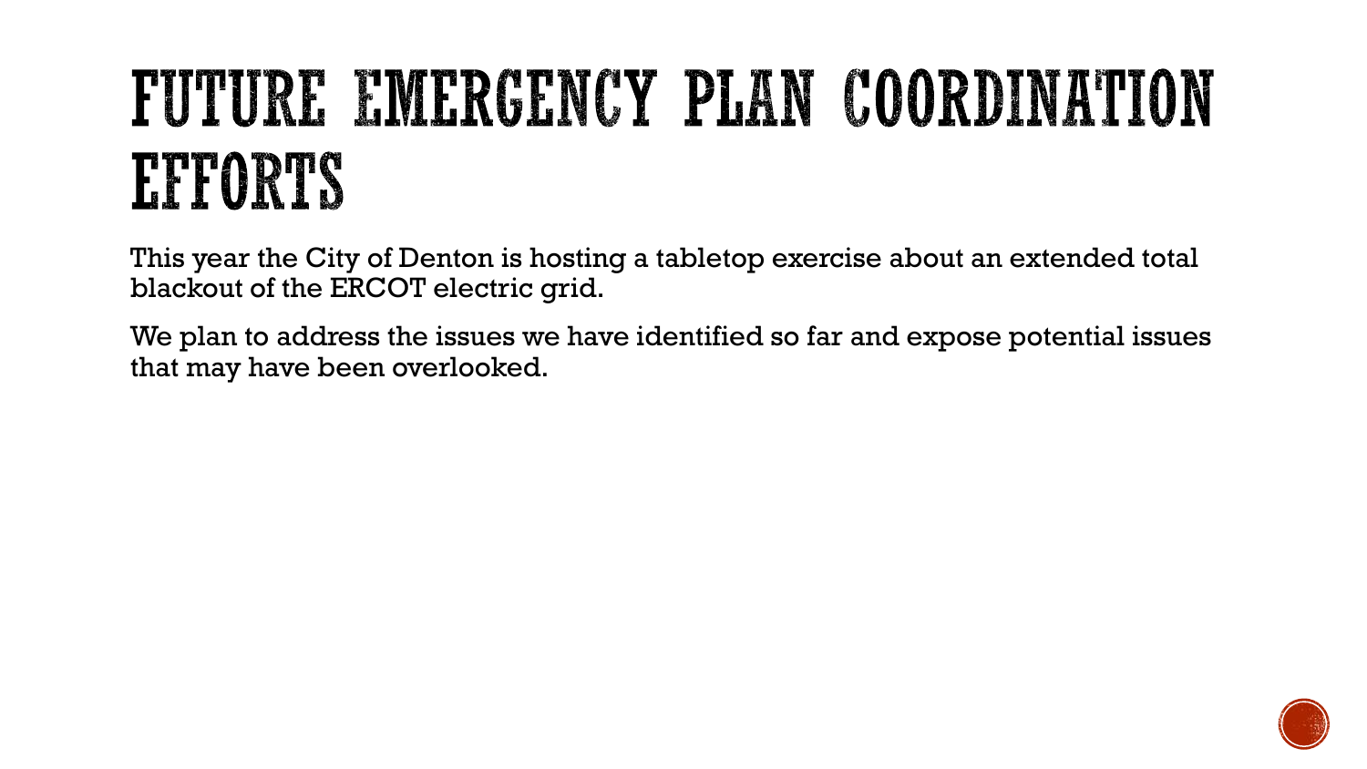# FUTURE EMERGENCY PLAN COORDINATION EFFORTS

This year the City of Denton is hosting a tabletop exercise about an extended total blackout of the ERCOT electric grid.

We plan to address the issues we have identified so far and expose potential issues that may have been overlooked.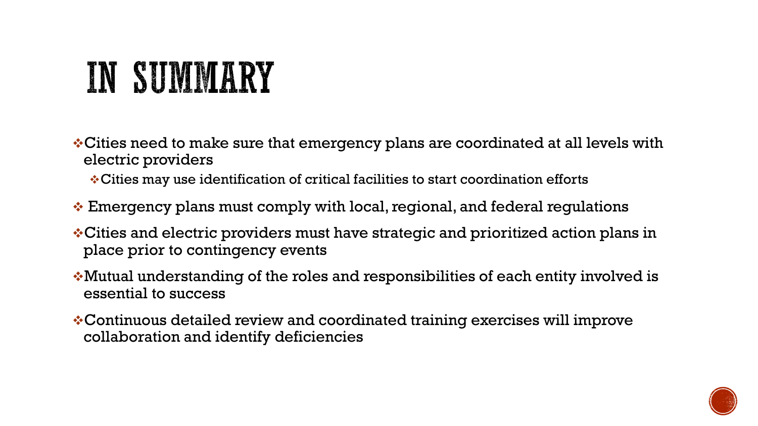# IN SUMMARY

- Cities need to make sure that emergency plans are coordinated at all levels with electric providers
  - Cities may use identification of critical facilities to start coordination efforts
- Emergency plans must comply with local, regional, and federal regulations
- Cities and electric providers must have strategic and prioritized action plans in place prior to contingency events
- Mutual understanding of the roles and responsibilities of each entity involved is essential to success
- Continuous detailed review and coordinated training exercises will improve collaboration and identify deficiencies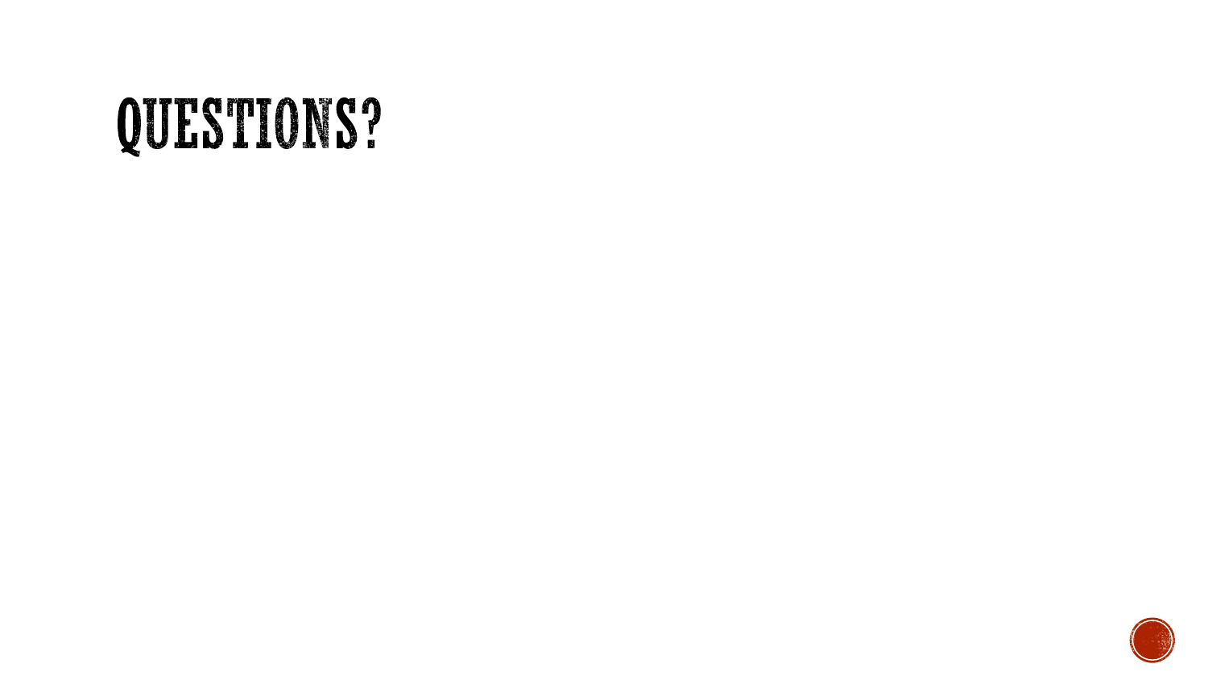# QUESTIONS?